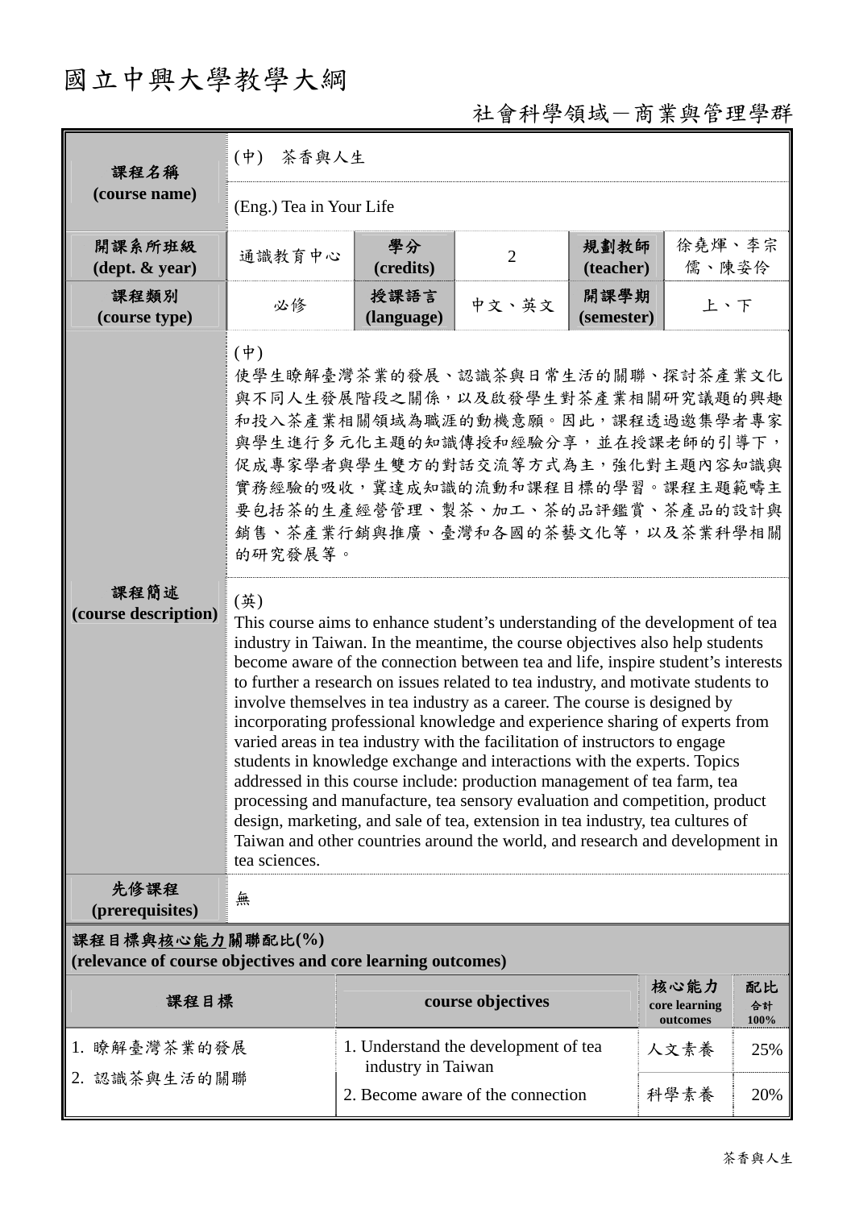# 國立中興大學教學大綱

## 社會科學領域－商業與管理學群

| 課程名稱 (course name) | (中) 茶香與人生 | | | | |
|---|---|---|---|---|---|
| | (Eng.) Tea in Your Life | | | | |
| 開課系所班級 (dept. & year) | 通識教育中心 | 學分 (credits) | 2 | 規劃教師 (teacher) | 徐堯煇、李宗儒、陳姿伶 |
| 課程類別 (course type) | 必修 | 授課語言 (language) | 中文、英文 | 開課學期 (semester) | 上、下 |
| 課程簡述 (course description) | (中)<br>使學生瞭解臺灣茶業的發展、認識茶與日常生活的關聯、探討茶產業文化與不同人生發展階段之關係，以及啟發學生對茶產業相關研究議題的興趣和投入茶產業相關領域為職涯的動機意願。因此，課程透過邀集學者專家與學生進行多元化主題的知識傳授和經驗分享，並在授課老師的引導下，促成專家學者與學生雙方的對話交流等方式為主，強化對主題內容知識與實務經驗的吸收，冀達成知識的流動和課程目標的學習。課程主題範疇主要包括茶的生產經營管理、製茶、加工、茶的品評鑑賞、茶產品的設計與銷售、茶產業行銷與推廣、臺灣和各國的茶藝文化等，以及茶業科學相關的研究發展等。 | | | | |
| | (英)<br>This course aims to enhance student's understanding of the development of tea industry in Taiwan. In the meantime, the course objectives also help students become aware of the connection between tea and life, inspire student's interests to further a research on issues related to tea industry, and motivate students to involve themselves in tea industry as a career. The course is designed by incorporating professional knowledge and experience sharing of experts from varied areas in tea industry with the facilitation of instructors to engage students in knowledge exchange and interactions with the experts. Topics addressed in this course include: production management of tea farm, tea processing and manufacture, tea sensory evaluation and competition, product design, marketing, and sale of tea, extension in tea industry, tea cultures of Taiwan and other countries around the world, and research and development in tea sciences. | | | | |
| 先修課程 (prerequisites) | 無 | | | | |

**課程目標與核心能力關聯配比(%)**
**(relevance of course objectives and core learning outcomes)**

| 課程目標 | course objectives | 核心能力 core learning outcomes | 配比 合計 100% |
|---|---|---|---|
| 1. 瞭解臺灣茶業的發展<br>2. 認識茶與生活的關聯 | 1. Understand the development of tea industry in Taiwan<br>2. Become aware of the connection | 人文素養 | 25% |
| | | 科學素養 | 20% |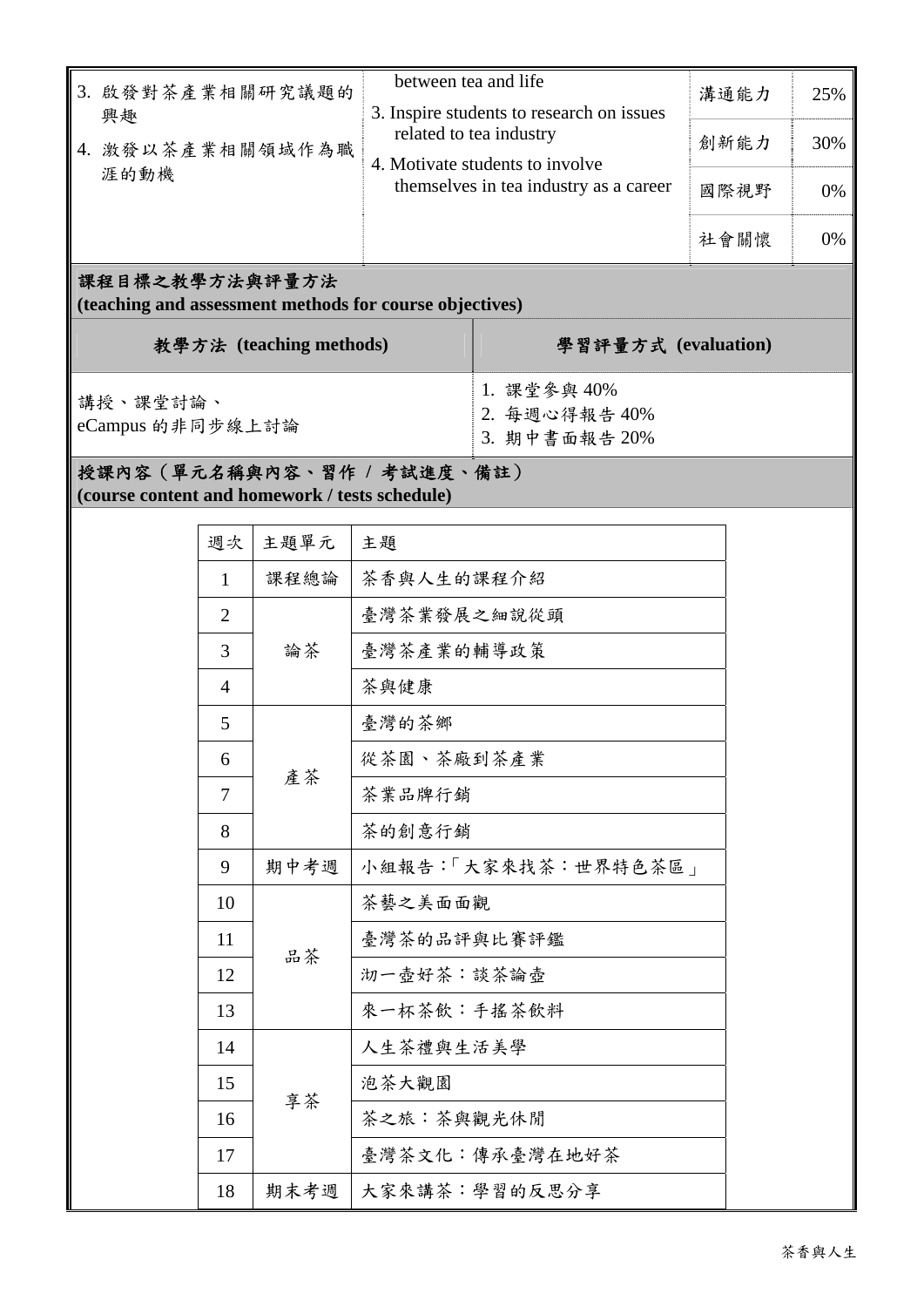| | | | |
|---|---|---|---|
| 3. 啟發對茶產業相關研究議題的興趣<br>4. 激發以茶產業相關領域作為職涯的動機 | between tea and life<br>3. Inspire students to research on issues related to tea industry<br>4. Motivate students to involve themselves in tea industry as a career | 溝通能力 | 25% |
| | | 創新能力 | 30% |
| | | 國際視野 | 0% |
| | | 社會關懷 | 0% |

## 課程目標之教學方法與評量方法 (teaching and assessment methods for course objectives)

| 教學方法 (teaching methods) | 學習評量方式 (evaluation) |
|---|---|
| 講授、課堂討論、<br>eCampus 的非同步線上討論 | 1. 課堂參與 40%<br>2. 每週心得報告 40%<br>3. 期中書面報告 20% |

## 授課內容（單元名稱與內容、習作 / 考試進度、備註） (course content and homework / tests schedule)

| 週次 | 主題單元 | 主題 |
|---|---|---|
| 1 | 課程總論 | 茶香與人生的課程介紹 |
| 2 | 論茶 | 臺灣茶業發展之細說從頭 |
| 3 | | 臺灣茶產業的輔導政策 |
| 4 | | 茶與健康 |
| 5 | 產茶 | 臺灣的茶鄉 |
| 6 | | 從茶園、茶廠到茶產業 |
| 7 | | 茶業品牌行銷 |
| 8 | | 茶的創意行銷 |
| 9 | 期中考週 | 小組報告:「大家來找茶：世界特色茶區」 |
| 10 | 品茶 | 茶藝之美面面觀 |
| 11 | | 臺灣茶的品評與比賽評鑑 |
| 12 | | 沏一壺好茶：談茶論壺 |
| 13 | | 來一杯茶飲：手搖茶飲料 |
| 14 | 享茶 | 人生茶禮與生活美學 |
| 15 | | 泡茶大觀園 |
| 16 | | 茶之旅：茶與觀光休閒 |
| 17 | | 臺灣茶文化：傳承臺灣在地好茶 |
| 18 | 期末考週 | 大家來講茶：學習的反思分享 |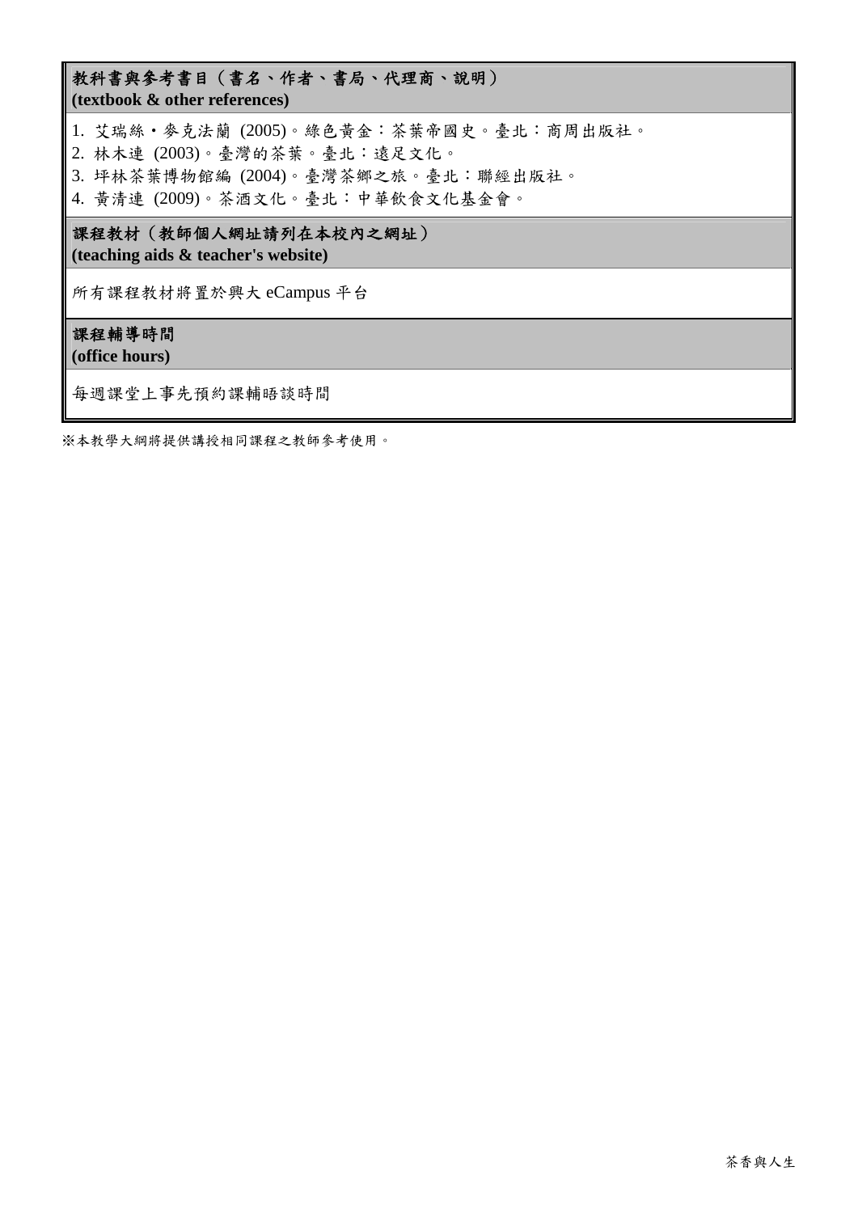**教科書與參考書目（書名、作者、書局、代理商、說明）**
**(textbook & other references)**

1. 艾瑞絲・麥克法蘭 (2005)。綠色黃金：茶葉帝國史。臺北：商周出版社。
2. 林木連 (2003)。臺灣的茶葉。臺北：遠足文化。
3. 坪林茶葉博物館編 (2004)。臺灣茶鄉之旅。臺北：聯經出版社。
4. 黃清連 (2009)。茶酒文化。臺北：中華飲食文化基金會。

**課程教材（教師個人網址請列在本校內之網址）**
**(teaching aids & teacher's website)**

所有課程教材將置於興大 eCampus 平台

**課程輔導時間**
**(office hours)**

每週課堂上事先預約課輔晤談時間

※本教學大綱將提供講授相同課程之教師參考使用。